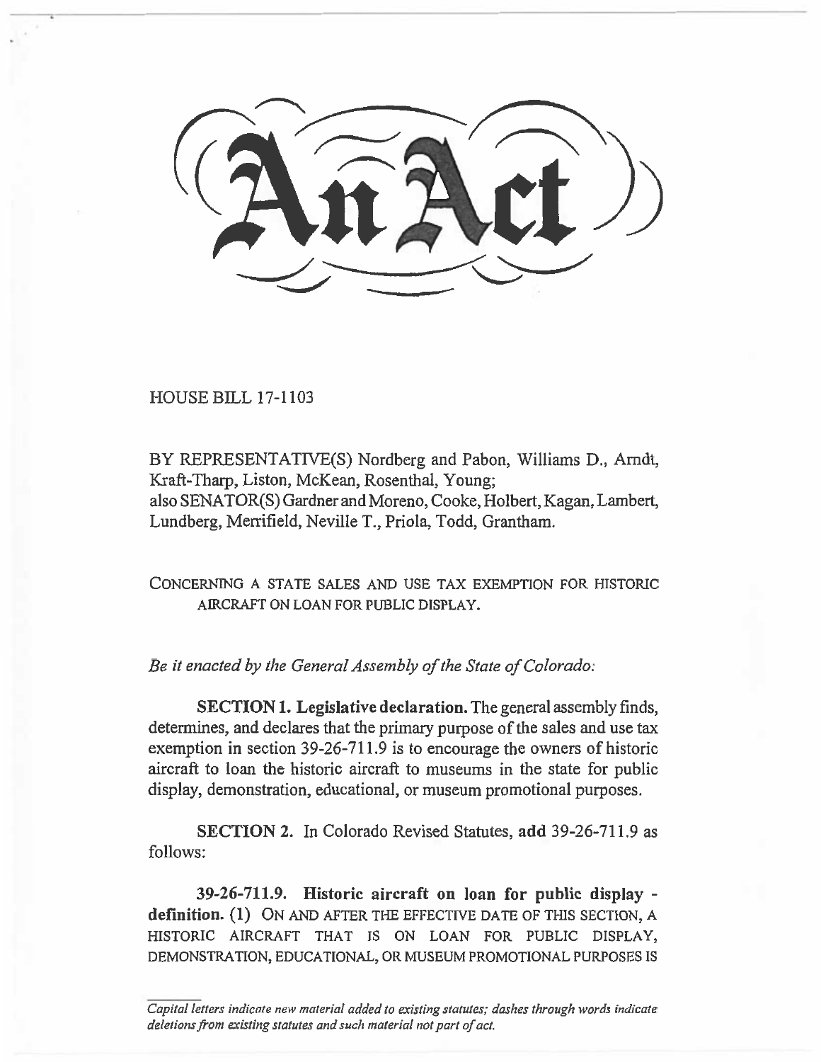# An Act

HOUSE BILL 17-1103

BY REPRESENTATIVE(S) Nordberg and Pabon, Williams D., Arndt, Kraft-Tharp, Liston, McKean, Rosenthal, Young;
also SENATOR(S) Gardner and Moreno, Cooke, Holbert, Kagan, Lambert, Lundberg, Merrifield, Neville T., Priola, Todd, Grantham.

CONCERNING A STATE SALES AND USE TAX EXEMPTION FOR HISTORIC AIRCRAFT ON LOAN FOR PUBLIC DISPLAY.

*Be it enacted by the General Assembly of the State of Colorado:*

**SECTION 1. Legislative declaration.** The general assembly finds, determines, and declares that the primary purpose of the sales and use tax exemption in section 39-26-711.9 is to encourage the owners of historic aircraft to loan the historic aircraft to museums in the state for public display, demonstration, educational, or museum promotional purposes.

**SECTION 2.** In Colorado Revised Statutes, **add** 39-26-711.9 as follows:

**39-26-711.9. Historic aircraft on loan for public display - definition.** (1) ON AND AFTER THE EFFECTIVE DATE OF THIS SECTION, A HISTORIC AIRCRAFT THAT IS ON LOAN FOR PUBLIC DISPLAY, DEMONSTRATION, EDUCATIONAL, OR MUSEUM PROMOTIONAL PURPOSES IS

*Capital letters indicate new material added to existing statutes; dashes through words indicate deletions from existing statutes and such material not part of act.*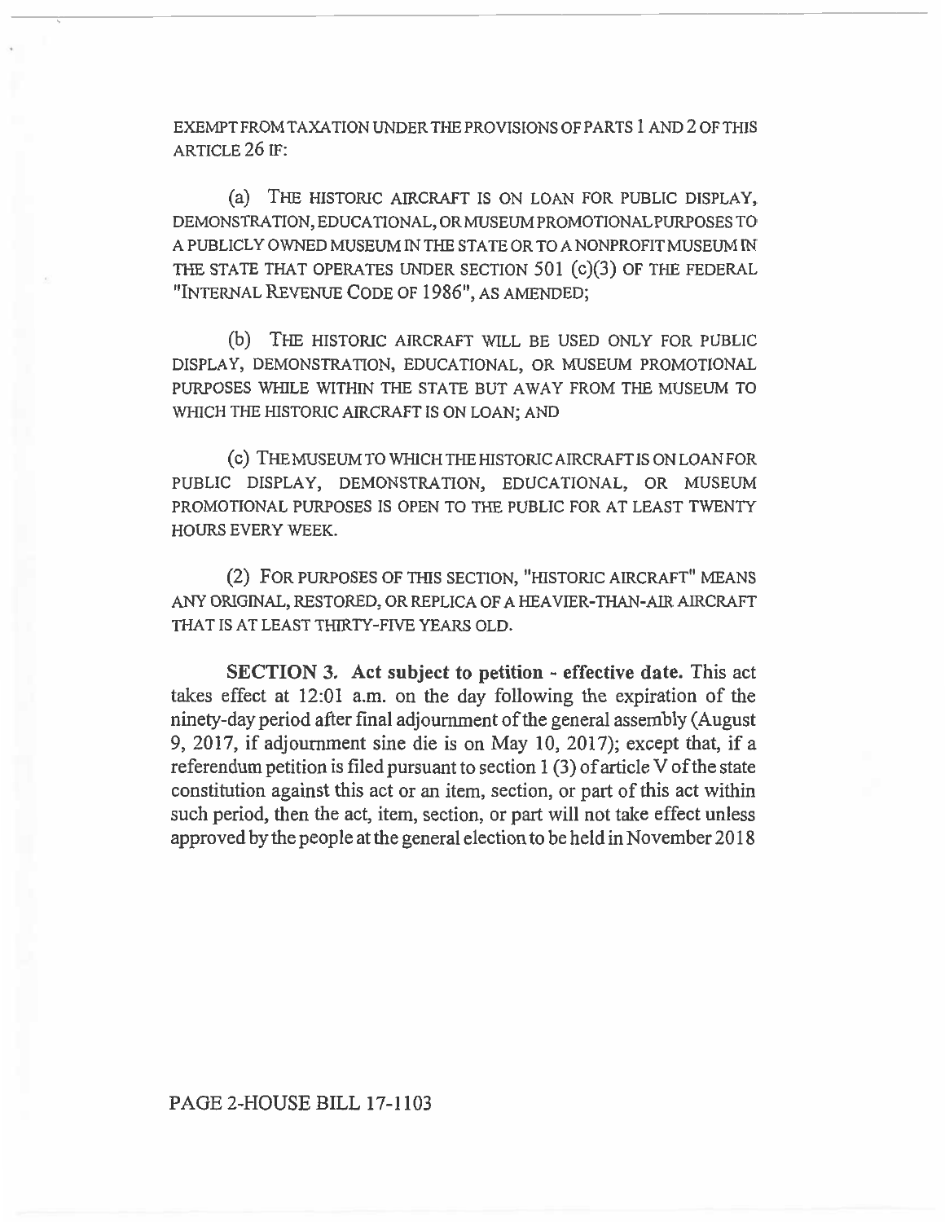EXEMPT FROM TAXATION UNDER THE PROVISIONS OF PARTS 1 AND 2 OF THIS ARTICLE 26 IF:

(a) THE HISTORIC AIRCRAFT IS ON LOAN FOR PUBLIC DISPLAY, DEMONSTRATION, EDUCATIONAL, OR MUSEUM PROMOTIONAL PURPOSES TO A PUBLICLY OWNED MUSEUM IN THE STATE OR TO A NONPROFIT MUSEUM IN THE STATE THAT OPERATES UNDER SECTION 501 (c)(3) OF THE FEDERAL "INTERNAL REVENUE CODE OF 1986", AS AMENDED;

(b) THE HISTORIC AIRCRAFT WILL BE USED ONLY FOR PUBLIC DISPLAY, DEMONSTRATION, EDUCATIONAL, OR MUSEUM PROMOTIONAL PURPOSES WHILE WITHIN THE STATE BUT AWAY FROM THE MUSEUM TO WHICH THE HISTORIC AIRCRAFT IS ON LOAN; AND

(c) THE MUSEUM TO WHICH THE HISTORIC AIRCRAFT IS ON LOAN FOR PUBLIC DISPLAY, DEMONSTRATION, EDUCATIONAL, OR MUSEUM PROMOTIONAL PURPOSES IS OPEN TO THE PUBLIC FOR AT LEAST TWENTY HOURS EVERY WEEK.

(2) FOR PURPOSES OF THIS SECTION, "HISTORIC AIRCRAFT" MEANS ANY ORIGINAL, RESTORED, OR REPLICA OF A HEAVIER-THAN-AIR AIRCRAFT THAT IS AT LEAST THIRTY-FIVE YEARS OLD.

**SECTION 3. Act subject to petition - effective date.** This act takes effect at 12:01 a.m. on the day following the expiration of the ninety-day period after final adjournment of the general assembly (August 9, 2017, if adjournment sine die is on May 10, 2017); except that, if a referendum petition is filed pursuant to section 1 (3) of article V of the state constitution against this act or an item, section, or part of this act within such period, then the act, item, section, or part will not take effect unless approved by the people at the general election to be held in November 2018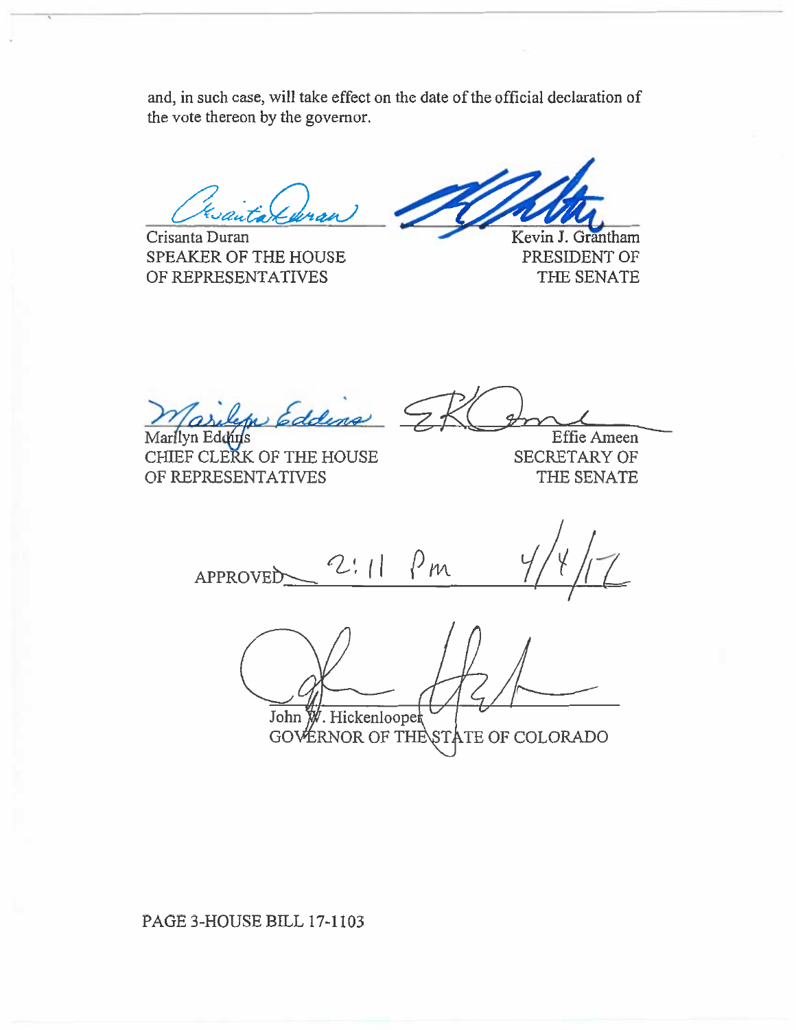and, in such case, will take effect on the date of the official declaration of the vote thereon by the governor.

Crisanta Duran
SPEAKER OF THE HOUSE
OF REPRESENTATIVES

Kevin J. Grantham
PRESIDENT OF
THE SENATE

Marilyn Eddins
CHIEF CLERK OF THE HOUSE
OF REPRESENTATIVES

Effie Ameen
SECRETARY OF
THE SENATE

APPROVED 2:11 Pm 4/4/17

John W. Hickenlooper
GOVERNOR OF THE STATE OF COLORADO

PAGE 3-HOUSE BILL 17-1103